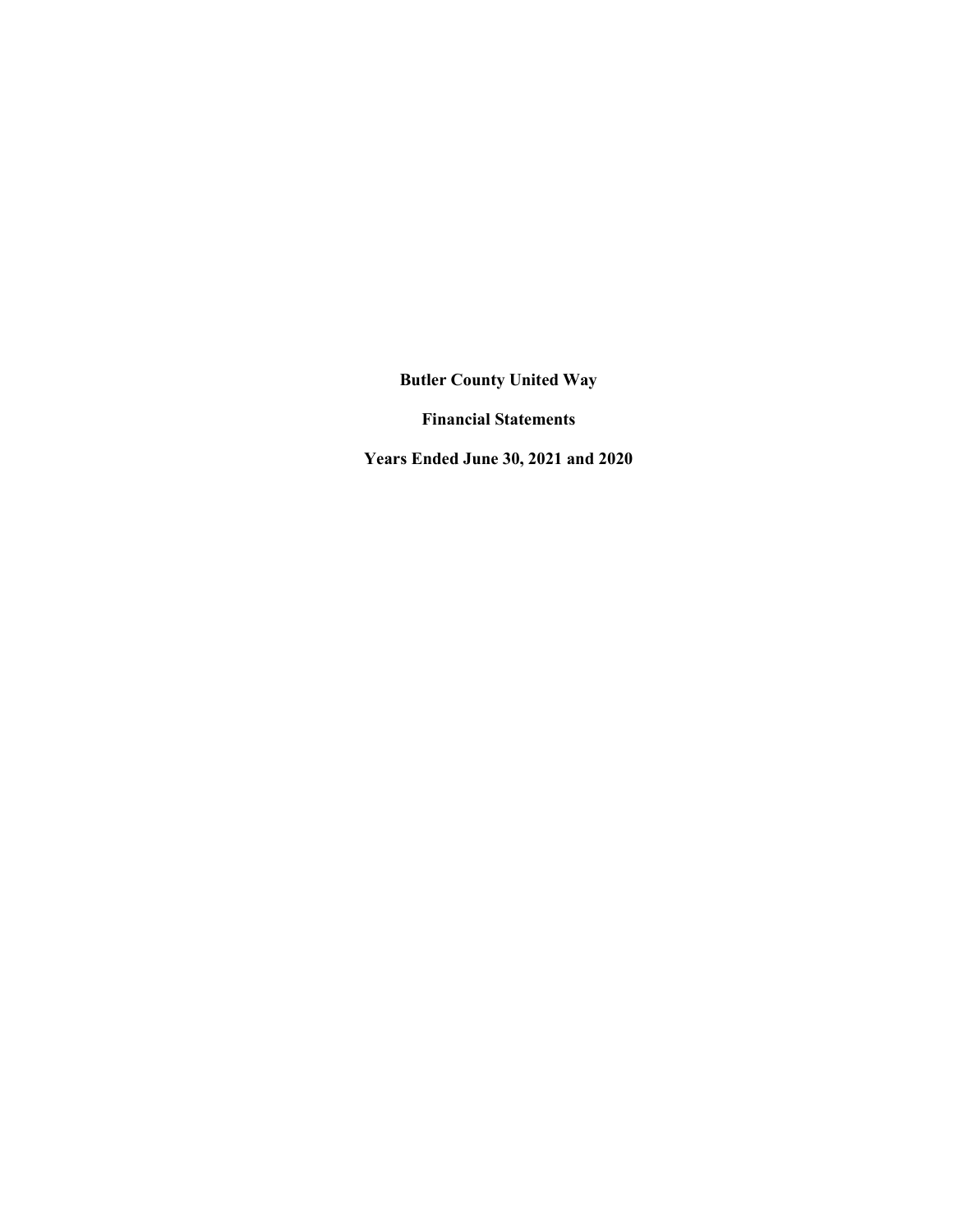# Butler County United Way

## Financial Statements

## Years Ended June 30, 2021 and 2020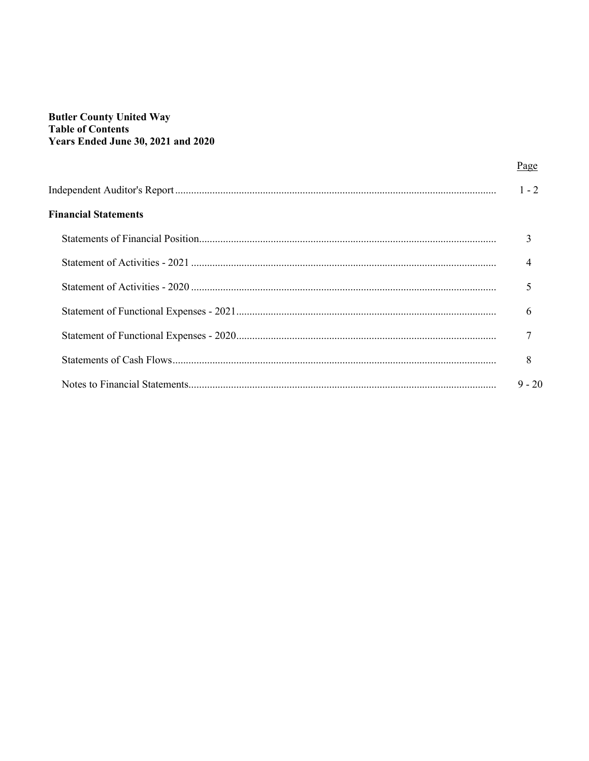**Butler County United Way**
**Table of Contents**
**Years Ended June 30, 2021 and 2020**

| | Page |
|---|---|
| Independent Auditor's Report | 1 - 2 |
| **Financial Statements** | |
| Statements of Financial Position | 3 |
| Statement of Activities - 2021 | 4 |
| Statement of Activities - 2020 | 5 |
| Statement of Functional Expenses - 2021 | 6 |
| Statement of Functional Expenses - 2020 | 7 |
| Statements of Cash Flows | 8 |
| Notes to Financial Statements | 9 - 20 |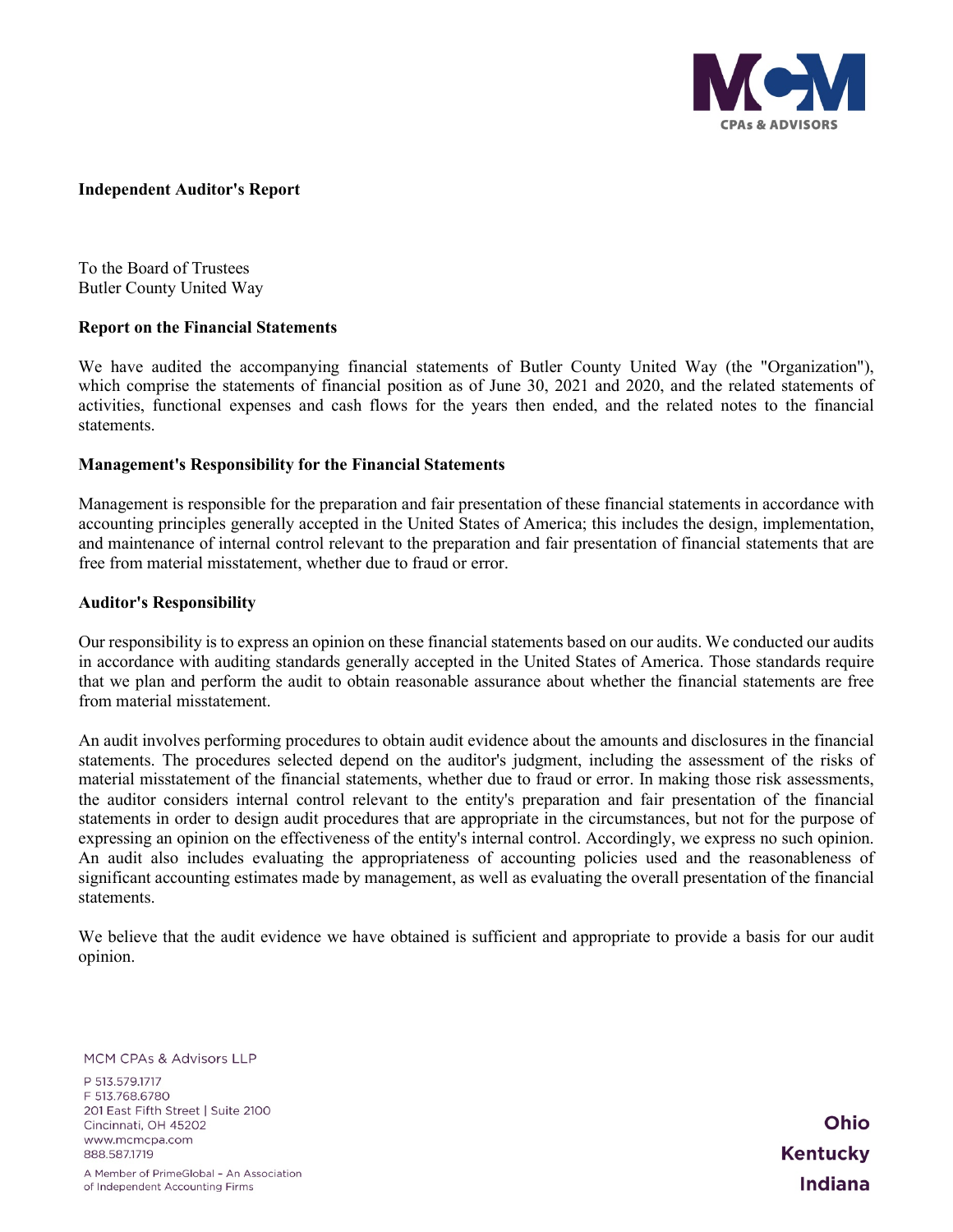**Independent Auditor's Report**

To the Board of Trustees
Butler County United Way

**Report on the Financial Statements**

We have audited the accompanying financial statements of Butler County United Way (the "Organization"), which comprise the statements of financial position as of June 30, 2021 and 2020, and the related statements of activities, functional expenses and cash flows for the years then ended, and the related notes to the financial statements.

**Management's Responsibility for the Financial Statements**

Management is responsible for the preparation and fair presentation of these financial statements in accordance with accounting principles generally accepted in the United States of America; this includes the design, implementation, and maintenance of internal control relevant to the preparation and fair presentation of financial statements that are free from material misstatement, whether due to fraud or error.

**Auditor's Responsibility**

Our responsibility is to express an opinion on these financial statements based on our audits. We conducted our audits in accordance with auditing standards generally accepted in the United States of America. Those standards require that we plan and perform the audit to obtain reasonable assurance about whether the financial statements are free from material misstatement.

An audit involves performing procedures to obtain audit evidence about the amounts and disclosures in the financial statements. The procedures selected depend on the auditor's judgment, including the assessment of the risks of material misstatement of the financial statements, whether due to fraud or error. In making those risk assessments, the auditor considers internal control relevant to the entity's preparation and fair presentation of the financial statements in order to design audit procedures that are appropriate in the circumstances, but not for the purpose of expressing an opinion on the effectiveness of the entity's internal control. Accordingly, we express no such opinion. An audit also includes evaluating the appropriateness of accounting policies used and the reasonableness of significant accounting estimates made by management, as well as evaluating the overall presentation of the financial statements.

We believe that the audit evidence we have obtained is sufficient and appropriate to provide a basis for our audit opinion.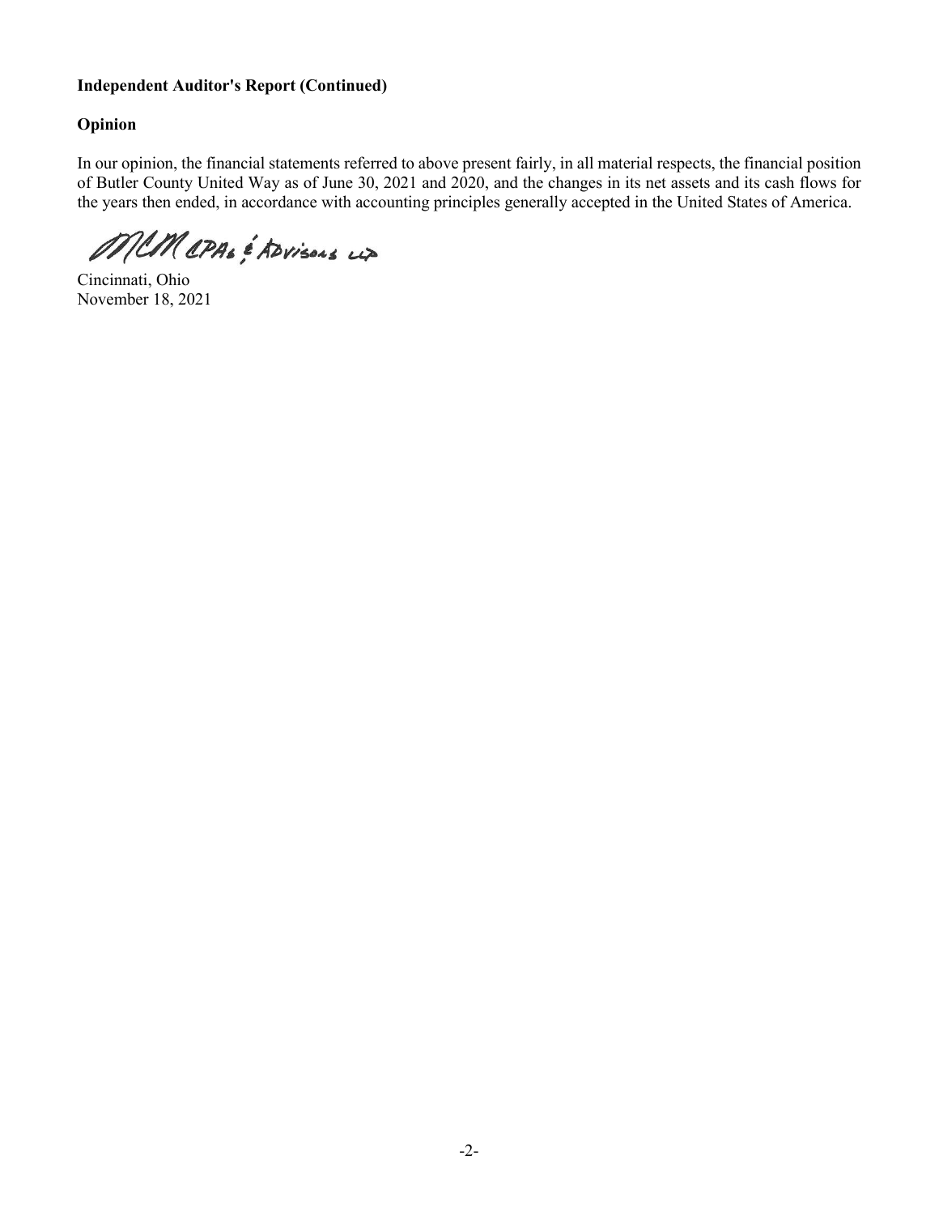**Independent Auditor's Report (Continued)**

**Opinion**

In our opinion, the financial statements referred to above present fairly, in all material respects, the financial position of Butler County United Way as of June 30, 2021 and 2020, and the changes in its net assets and its cash flows for the years then ended, in accordance with accounting principles generally accepted in the United States of America.

MCM CPAs & Advisors LLP

Cincinnati, Ohio
November 18, 2021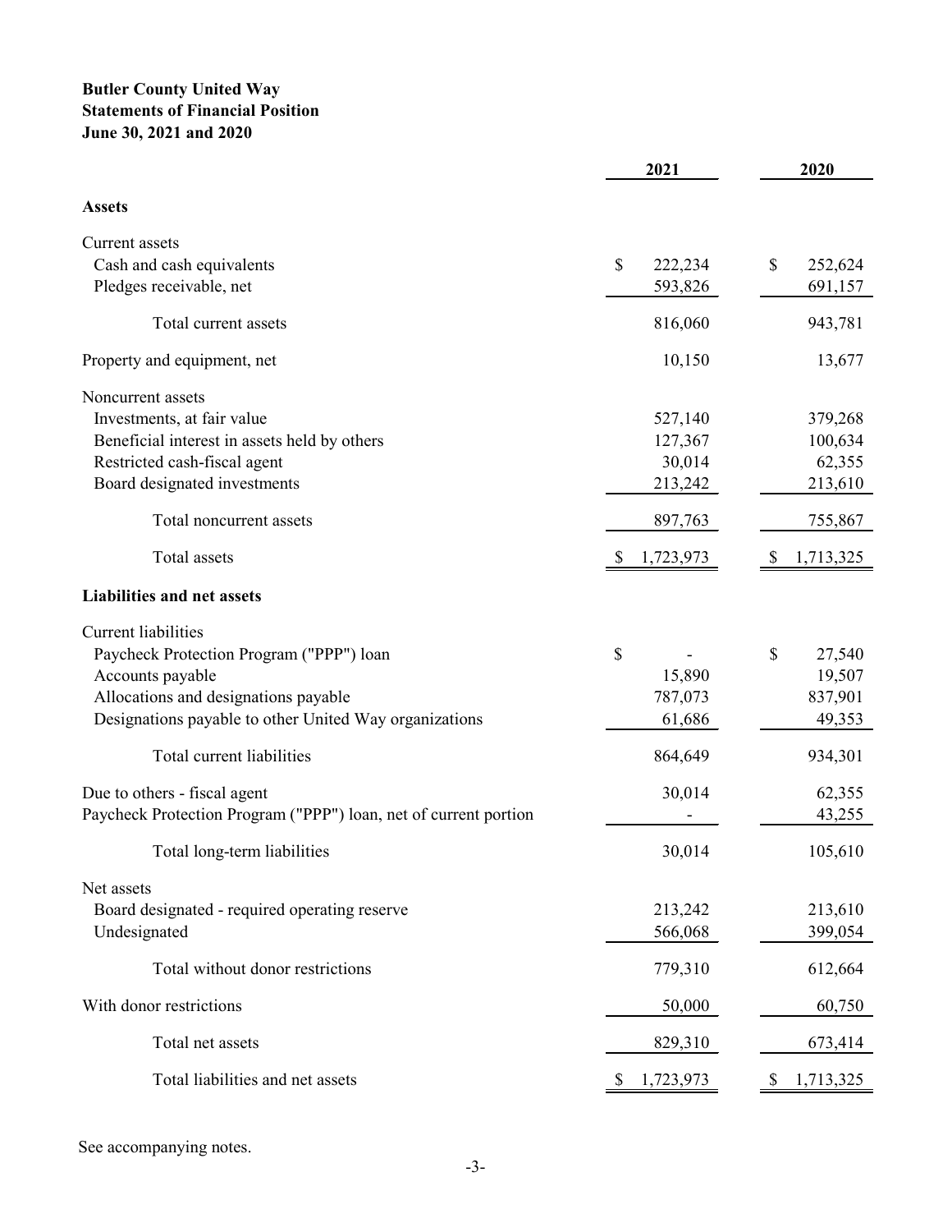**Butler County United Way**
**Statements of Financial Position**
**June 30, 2021 and 2020**

| | 2021 | 2020 |
|---|---|---|
| **Assets** | | |
| Current assets | | |
| Cash and cash equivalents | $ 222,234 | $ 252,624 |
| Pledges receivable, net | 593,826 | 691,157 |
| Total current assets | 816,060 | 943,781 |
| Property and equipment, net | 10,150 | 13,677 |
| Noncurrent assets | | |
| Investments, at fair value | 527,140 | 379,268 |
| Beneficial interest in assets held by others | 127,367 | 100,634 |
| Restricted cash-fiscal agent | 30,014 | 62,355 |
| Board designated investments | 213,242 | 213,610 |
| Total noncurrent assets | 897,763 | 755,867 |
| Total assets | $ 1,723,973 | $ 1,713,325 |
| **Liabilities and net assets** | | |
| Current liabilities | | |
| Paycheck Protection Program ("PPP") loan | $ - | $ 27,540 |
| Accounts payable | 15,890 | 19,507 |
| Allocations and designations payable | 787,073 | 837,901 |
| Designations payable to other United Way organizations | 61,686 | 49,353 |
| Total current liabilities | 864,649 | 934,301 |
| Due to others - fiscal agent | 30,014 | 62,355 |
| Paycheck Protection Program ("PPP") loan, net of current portion | - | 43,255 |
| Total long-term liabilities | 30,014 | 105,610 |
| Net assets | | |
| Board designated - required operating reserve | 213,242 | 213,610 |
| Undesignated | 566,068 | 399,054 |
| Total without donor restrictions | 779,310 | 612,664 |
| With donor restrictions | 50,000 | 60,750 |
| Total net assets | 829,310 | 673,414 |
| Total liabilities and net assets | $ 1,723,973 | $ 1,713,325 |

See accompanying notes.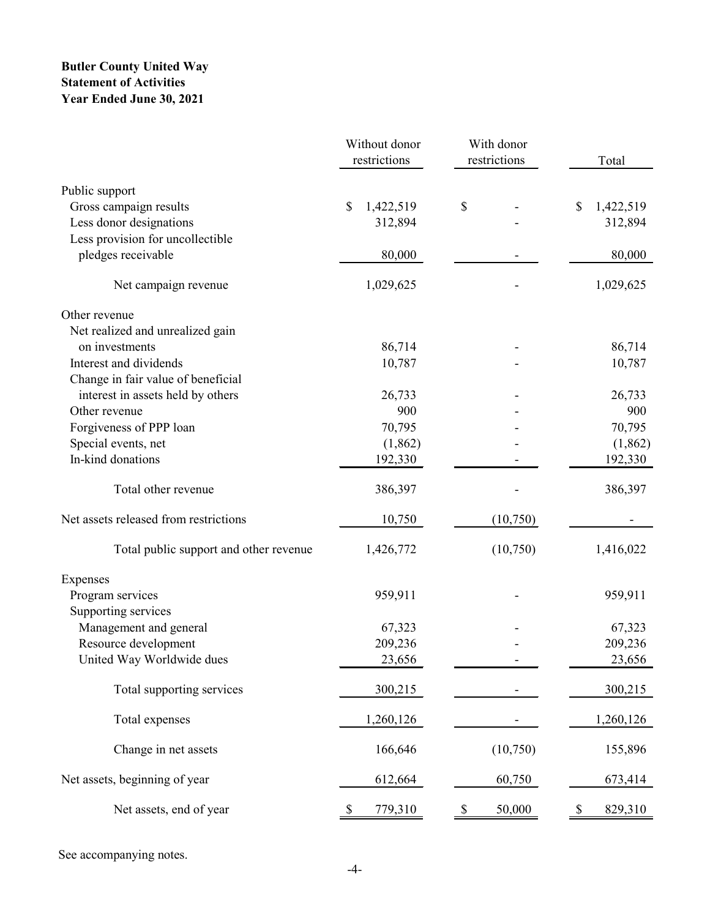**Butler County United Way**
**Statement of Activities**
**Year Ended June 30, 2021**

| | Without donor restrictions | With donor restrictions | Total |
|---|---|---|---|
| Public support | | | |
| Gross campaign results | $ 1,422,519 | $ - | $ 1,422,519 |
| Less donor designations | 312,894 | - | 312,894 |
| Less provision for uncollectible pledges receivable | 80,000 | - | 80,000 |
| Net campaign revenue | 1,029,625 | - | 1,029,625 |
| Other revenue | | | |
| Net realized and unrealized gain on investments | 86,714 | - | 86,714 |
| Interest and dividends | 10,787 | - | 10,787 |
| Change in fair value of beneficial interest in assets held by others | 26,733 | - | 26,733 |
| Other revenue | 900 | - | 900 |
| Forgiveness of PPP loan | 70,795 | - | 70,795 |
| Special events, net | (1,862) | - | (1,862) |
| In-kind donations | 192,330 | - | 192,330 |
| Total other revenue | 386,397 | - | 386,397 |
| Net assets released from restrictions | 10,750 | (10,750) | - |
| Total public support and other revenue | 1,426,772 | (10,750) | 1,416,022 |
| Expenses | | | |
| Program services | 959,911 | - | 959,911 |
| Supporting services | | | |
| Management and general | 67,323 | - | 67,323 |
| Resource development | 209,236 | - | 209,236 |
| United Way Worldwide dues | 23,656 | - | 23,656 |
| Total supporting services | 300,215 | - | 300,215 |
| Total expenses | 1,260,126 | - | 1,260,126 |
| Change in net assets | 166,646 | (10,750) | 155,896 |
| Net assets, beginning of year | 612,664 | 60,750 | 673,414 |
| Net assets, end of year | $ 779,310 | $ 50,000 | $ 829,310 |

See accompanying notes.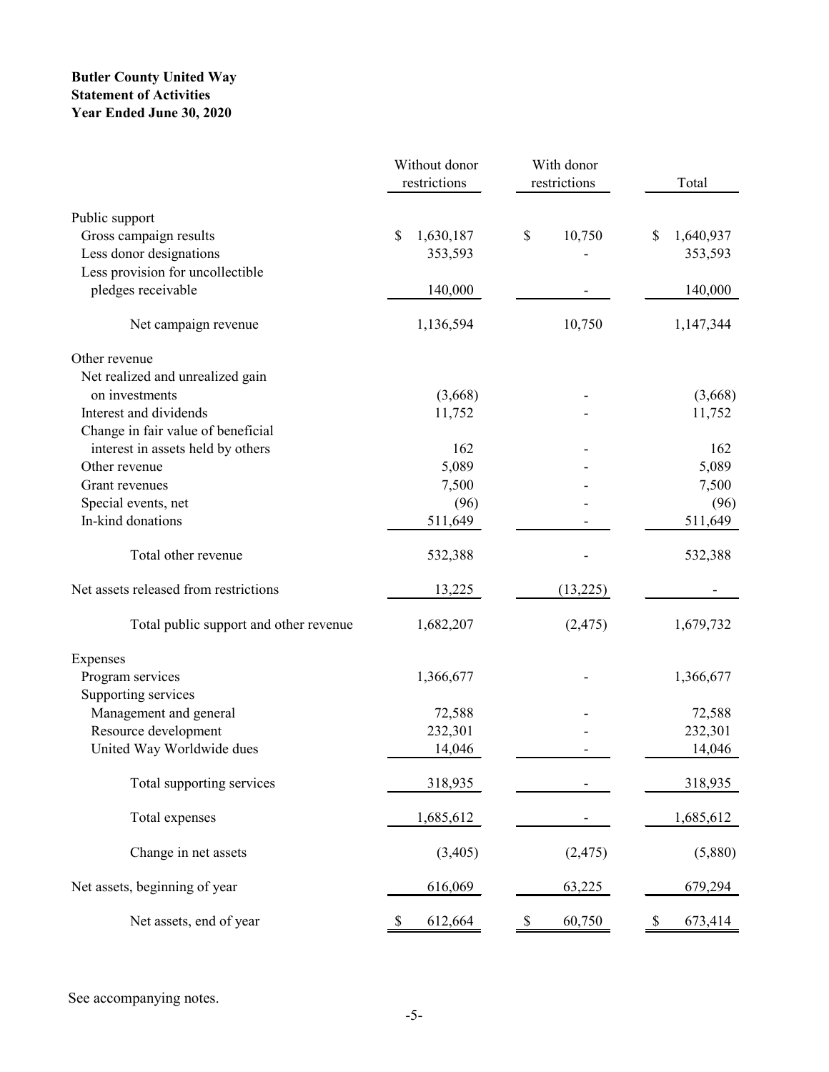**Butler County United Way**
**Statement of Activities**
**Year Ended June 30, 2020**

| | Without donor restrictions | With donor restrictions | Total |
|---|---|---|---|
| Public support | | | |
| Gross campaign results | $ 1,630,187 | $ 10,750 | $ 1,640,937 |
| Less donor designations | 353,593 | - | 353,593 |
| Less provision for uncollectible pledges receivable | 140,000 | - | 140,000 |
| Net campaign revenue | 1,136,594 | 10,750 | 1,147,344 |
| Other revenue | | | |
| Net realized and unrealized gain on investments | (3,668) | - | (3,668) |
| Interest and dividends | 11,752 | - | 11,752 |
| Change in fair value of beneficial interest in assets held by others | 162 | - | 162 |
| Other revenue | 5,089 | - | 5,089 |
| Grant revenues | 7,500 | - | 7,500 |
| Special events, net | (96) | - | (96) |
| In-kind donations | 511,649 | - | 511,649 |
| Total other revenue | 532,388 | - | 532,388 |
| Net assets released from restrictions | 13,225 | (13,225) | - |
| Total public support and other revenue | 1,682,207 | (2,475) | 1,679,732 |
| Expenses | | | |
| Program services | 1,366,677 | - | 1,366,677 |
| Supporting services | | | |
| Management and general | 72,588 | - | 72,588 |
| Resource development | 232,301 | - | 232,301 |
| United Way Worldwide dues | 14,046 | - | 14,046 |
| Total supporting services | 318,935 | - | 318,935 |
| Total expenses | 1,685,612 | - | 1,685,612 |
| Change in net assets | (3,405) | (2,475) | (5,880) |
| Net assets, beginning of year | 616,069 | 63,225 | 679,294 |
| Net assets, end of year | $ 612,664 | $ 60,750 | $ 673,414 |

See accompanying notes.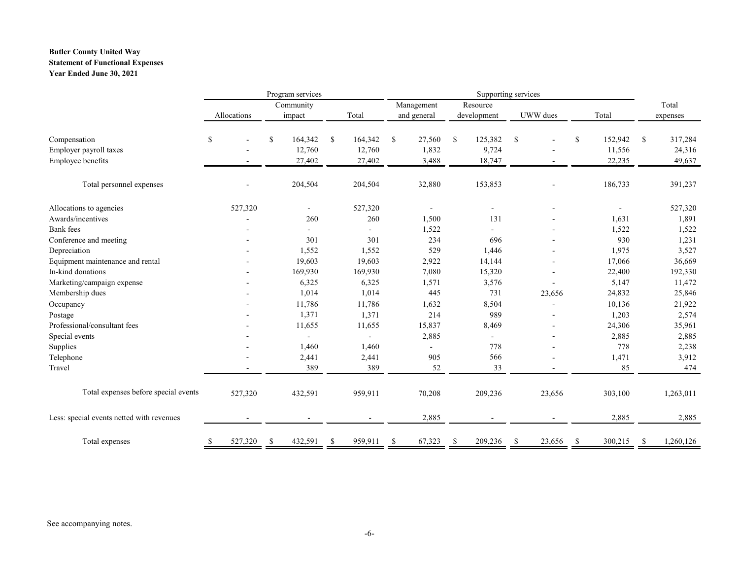**Butler County United Way**
**Statement of Functional Expenses**
**Year Ended June 30, 2021**

| | Program services | | | Supporting services | | | | |
|---|---|---|---|---|---|---|---|---|
| | Allocations | Community impact | Total | Management and general | Resource development | UWW dues | Total | Total expenses |
| Compensation | $ - | $ 164,342 | $ 164,342 | $ 27,560 | $ 125,382 | $ - | $ 152,942 | $ 317,284 |
| Employer payroll taxes | - | 12,760 | 12,760 | 1,832 | 9,724 | - | 11,556 | 24,316 |
| Employee benefits | - | 27,402 | 27,402 | 3,488 | 18,747 | - | 22,235 | 49,637 |
| Total personnel expenses | - | 204,504 | 204,504 | 32,880 | 153,853 | - | 186,733 | 391,237 |
| Allocations to agencies | 527,320 | - | 527,320 | - | - | - | - | 527,320 |
| Awards/incentives | - | 260 | 260 | 1,500 | 131 | - | 1,631 | 1,891 |
| Bank fees | - | - | - | 1,522 | - | - | 1,522 | 1,522 |
| Conference and meeting | - | 301 | 301 | 234 | 696 | - | 930 | 1,231 |
| Depreciation | - | 1,552 | 1,552 | 529 | 1,446 | - | 1,975 | 3,527 |
| Equipment maintenance and rental | - | 19,603 | 19,603 | 2,922 | 14,144 | - | 17,066 | 36,669 |
| In-kind donations | - | 169,930 | 169,930 | 7,080 | 15,320 | - | 22,400 | 192,330 |
| Marketing/campaign expense | - | 6,325 | 6,325 | 1,571 | 3,576 | - | 5,147 | 11,472 |
| Membership dues | - | 1,014 | 1,014 | 445 | 731 | 23,656 | 24,832 | 25,846 |
| Occupancy | - | 11,786 | 11,786 | 1,632 | 8,504 | - | 10,136 | 21,922 |
| Postage | - | 1,371 | 1,371 | 214 | 989 | - | 1,203 | 2,574 |
| Professional/consultant fees | - | 11,655 | 11,655 | 15,837 | 8,469 | - | 24,306 | 35,961 |
| Special events | - | - | - | 2,885 | - | - | 2,885 | 2,885 |
| Supplies | - | 1,460 | 1,460 | - | 778 | - | 778 | 2,238 |
| Telephone | - | 2,441 | 2,441 | 905 | 566 | - | 1,471 | 3,912 |
| Travel | - | 389 | 389 | 52 | 33 | - | 85 | 474 |
| Total expenses before special events | 527,320 | 432,591 | 959,911 | 70,208 | 209,236 | 23,656 | 303,100 | 1,263,011 |
| Less: special events netted with revenues | - | - | - | 2,885 | - | - | 2,885 | 2,885 |
| Total expenses | $ 527,320 | $ 432,591 | $ 959,911 | $ 67,323 | $ 209,236 | $ 23,656 | $ 300,215 | $ 1,260,126 |

See accompanying notes.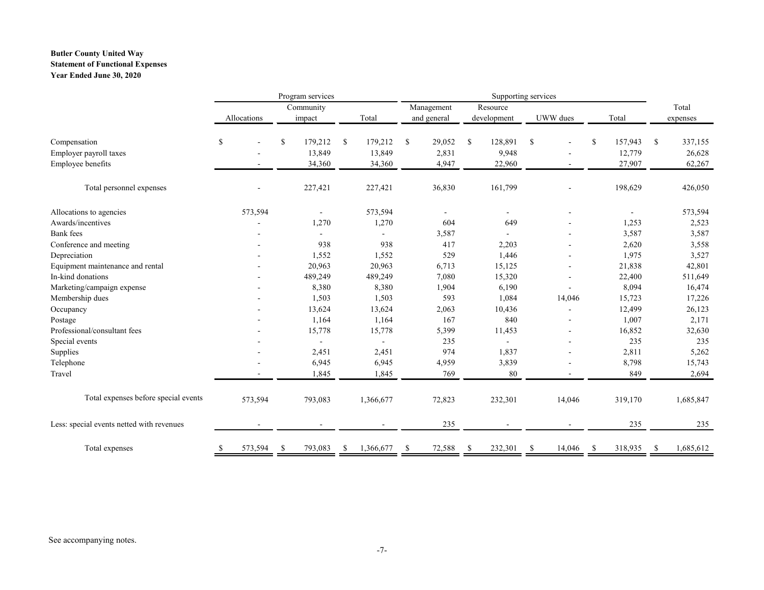**Butler County United Way**
**Statement of Functional Expenses**
**Year Ended June 30, 2020**

| | Program services | | | Supporting services | | | | |
|---|---|---|---|---|---|---|---|---|
| | Allocations | Community impact | Total | Management and general | Resource development | UWW dues | Total | Total expenses |
| Compensation | $ - | $ 179,212 | $ 179,212 | $ 29,052 | $ 128,891 | $ - | $ 157,943 | $ 337,155 |
| Employer payroll taxes | - | 13,849 | 13,849 | 2,831 | 9,948 | - | 12,779 | 26,628 |
| Employee benefits | - | 34,360 | 34,360 | 4,947 | 22,960 | - | 27,907 | 62,267 |
| Total personnel expenses | - | 227,421 | 227,421 | 36,830 | 161,799 | - | 198,629 | 426,050 |
| Allocations to agencies | 573,594 | - | 573,594 | - | - | - | - | 573,594 |
| Awards/incentives | - | 1,270 | 1,270 | 604 | 649 | - | 1,253 | 2,523 |
| Bank fees | - | - | - | 3,587 | - | - | 3,587 | 3,587 |
| Conference and meeting | - | 938 | 938 | 417 | 2,203 | - | 2,620 | 3,558 |
| Depreciation | - | 1,552 | 1,552 | 529 | 1,446 | - | 1,975 | 3,527 |
| Equipment maintenance and rental | - | 20,963 | 20,963 | 6,713 | 15,125 | - | 21,838 | 42,801 |
| In-kind donations | - | 489,249 | 489,249 | 7,080 | 15,320 | - | 22,400 | 511,649 |
| Marketing/campaign expense | - | 8,380 | 8,380 | 1,904 | 6,190 | - | 8,094 | 16,474 |
| Membership dues | - | 1,503 | 1,503 | 593 | 1,084 | 14,046 | 15,723 | 17,226 |
| Occupancy | - | 13,624 | 13,624 | 2,063 | 10,436 | - | 12,499 | 26,123 |
| Postage | - | 1,164 | 1,164 | 167 | 840 | - | 1,007 | 2,171 |
| Professional/consultant fees | - | 15,778 | 15,778 | 5,399 | 11,453 | - | 16,852 | 32,630 |
| Special events | - | - | - | 235 | - | - | 235 | 235 |
| Supplies | - | 2,451 | 2,451 | 974 | 1,837 | - | 2,811 | 5,262 |
| Telephone | - | 6,945 | 6,945 | 4,959 | 3,839 | - | 8,798 | 15,743 |
| Travel | - | 1,845 | 1,845 | 769 | 80 | - | 849 | 2,694 |
| Total expenses before special events | 573,594 | 793,083 | 1,366,677 | 72,823 | 232,301 | 14,046 | 319,170 | 1,685,847 |
| Less: special events netted with revenues | - | - | - | 235 | - | - | 235 | 235 |
| Total expenses | $ 573,594 | $ 793,083 | $ 1,366,677 | $ 72,588 | $ 232,301 | $ 14,046 | $ 318,935 | $ 1,685,612 |

See accompanying notes.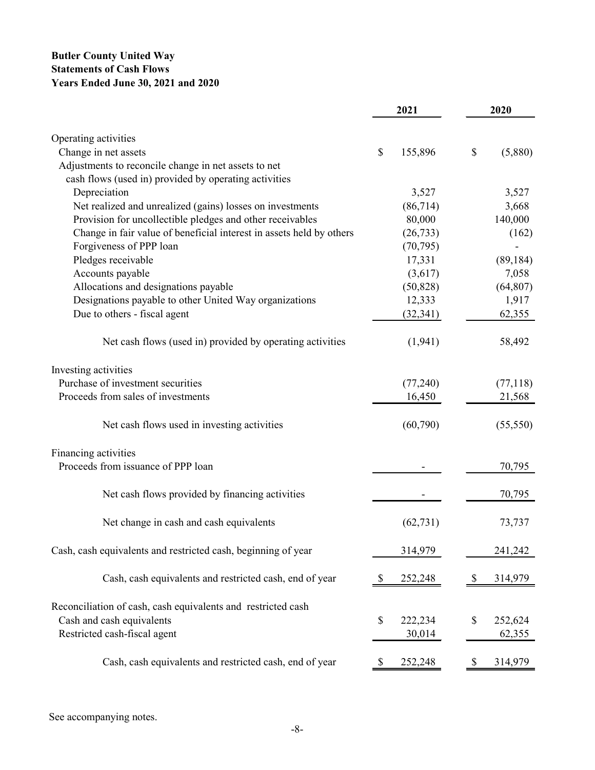**Butler County United Way**
**Statements of Cash Flows**
**Years Ended June 30, 2021 and 2020**

| | 2021 | 2020 |
|---|---|---|
| Operating activities | | |
| Change in net assets | $ 155,896 | $ (5,880) |
| Adjustments to reconcile change in net assets to net cash flows (used in) provided by operating activities | | |
| Depreciation | 3,527 | 3,527 |
| Net realized and unrealized (gains) losses on investments | (86,714) | 3,668 |
| Provision for uncollectible pledges and other receivables | 80,000 | 140,000 |
| Change in fair value of beneficial interest in assets held by others | (26,733) | (162) |
| Forgiveness of PPP loan | (70,795) | - |
| Pledges receivable | 17,331 | (89,184) |
| Accounts payable | (3,617) | 7,058 |
| Allocations and designations payable | (50,828) | (64,807) |
| Designations payable to other United Way organizations | 12,333 | 1,917 |
| Due to others - fiscal agent | (32,341) | 62,355 |
| Net cash flows (used in) provided by operating activities | (1,941) | 58,492 |
| Investing activities | | |
| Purchase of investment securities | (77,240) | (77,118) |
| Proceeds from sales of investments | 16,450 | 21,568 |
| Net cash flows used in investing activities | (60,790) | (55,550) |
| Financing activities | | |
| Proceeds from issuance of PPP loan | - | 70,795 |
| Net cash flows provided by financing activities | - | 70,795 |
| Net change in cash and cash equivalents | (62,731) | 73,737 |
| Cash, cash equivalents and restricted cash, beginning of year | 314,979 | 241,242 |
| Cash, cash equivalents and restricted cash, end of year | $ 252,248 | $ 314,979 |
| Reconciliation of cash, cash equivalents and restricted cash | | |
| Cash and cash equivalents | $ 222,234 | $ 252,624 |
| Restricted cash-fiscal agent | 30,014 | 62,355 |
| Cash, cash equivalents and restricted cash, end of year | $ 252,248 | $ 314,979 |

See accompanying notes.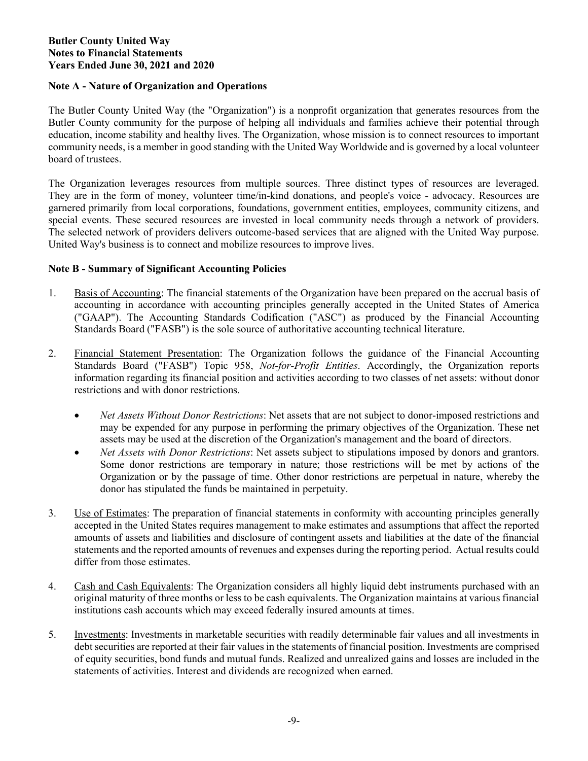**Butler County United Way**
**Notes to Financial Statements**
**Years Ended June 30, 2021 and 2020**

## Note A - Nature of Organization and Operations

The Butler County United Way (the "Organization") is a nonprofit organization that generates resources from the Butler County community for the purpose of helping all individuals and families achieve their potential through education, income stability and healthy lives. The Organization, whose mission is to connect resources to important community needs, is a member in good standing with the United Way Worldwide and is governed by a local volunteer board of trustees.

The Organization leverages resources from multiple sources. Three distinct types of resources are leveraged. They are in the form of money, volunteer time/in-kind donations, and people's voice - advocacy. Resources are garnered primarily from local corporations, foundations, government entities, employees, community citizens, and special events. These secured resources are invested in local community needs through a network of providers. The selected network of providers delivers outcome-based services that are aligned with the United Way purpose. United Way's business is to connect and mobilize resources to improve lives.

## Note B - Summary of Significant Accounting Policies

1. Basis of Accounting: The financial statements of the Organization have been prepared on the accrual basis of accounting in accordance with accounting principles generally accepted in the United States of America ("GAAP"). The Accounting Standards Codification ("ASC") as produced by the Financial Accounting Standards Board ("FASB") is the sole source of authoritative accounting technical literature.

2. Financial Statement Presentation: The Organization follows the guidance of the Financial Accounting Standards Board ("FASB") Topic 958, *Not-for-Profit Entities*. Accordingly, the Organization reports information regarding its financial position and activities according to two classes of net assets: without donor restrictions and with donor restrictions.

   - *Net Assets Without Donor Restrictions*: Net assets that are not subject to donor-imposed restrictions and may be expended for any purpose in performing the primary objectives of the Organization. These net assets may be used at the discretion of the Organization's management and the board of directors.
   - *Net Assets with Donor Restrictions*: Net assets subject to stipulations imposed by donors and grantors. Some donor restrictions are temporary in nature; those restrictions will be met by actions of the Organization or by the passage of time. Other donor restrictions are perpetual in nature, whereby the donor has stipulated the funds be maintained in perpetuity.

3. Use of Estimates: The preparation of financial statements in conformity with accounting principles generally accepted in the United States requires management to make estimates and assumptions that affect the reported amounts of assets and liabilities and disclosure of contingent assets and liabilities at the date of the financial statements and the reported amounts of revenues and expenses during the reporting period. Actual results could differ from those estimates.

4. Cash and Cash Equivalents: The Organization considers all highly liquid debt instruments purchased with an original maturity of three months or less to be cash equivalents. The Organization maintains at various financial institutions cash accounts which may exceed federally insured amounts at times.

5. Investments: Investments in marketable securities with readily determinable fair values and all investments in debt securities are reported at their fair values in the statements of financial position. Investments are comprised of equity securities, bond funds and mutual funds. Realized and unrealized gains and losses are included in the statements of activities. Interest and dividends are recognized when earned.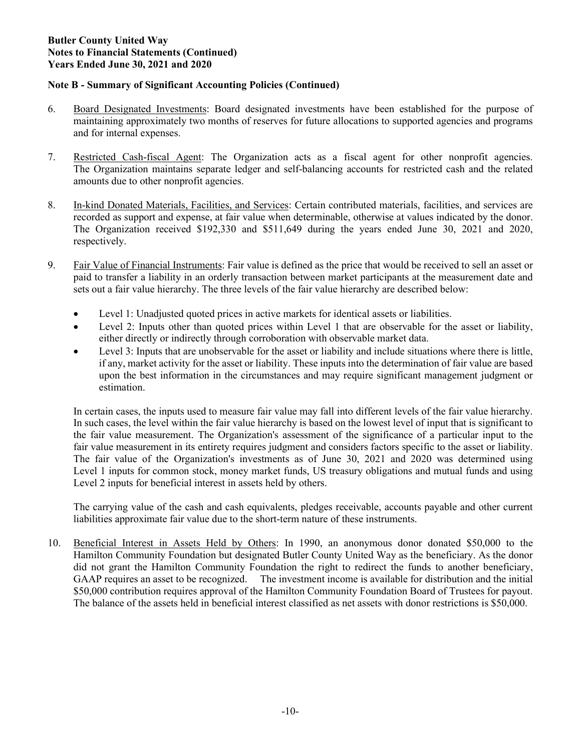**Butler County United Way**
**Notes to Financial Statements (Continued)**
**Years Ended June 30, 2021 and 2020**

**Note B - Summary of Significant Accounting Policies (Continued)**

6. Board Designated Investments: Board designated investments have been established for the purpose of maintaining approximately two months of reserves for future allocations to supported agencies and programs and for internal expenses.

7. Restricted Cash-fiscal Agent: The Organization acts as a fiscal agent for other nonprofit agencies. The Organization maintains separate ledger and self-balancing accounts for restricted cash and the related amounts due to other nonprofit agencies.

8. In-kind Donated Materials, Facilities, and Services: Certain contributed materials, facilities, and services are recorded as support and expense, at fair value when determinable, otherwise at values indicated by the donor. The Organization received $192,330 and $511,649 during the years ended June 30, 2021 and 2020, respectively.

9. Fair Value of Financial Instruments: Fair value is defined as the price that would be received to sell an asset or paid to transfer a liability in an orderly transaction between market participants at the measurement date and sets out a fair value hierarchy. The three levels of the fair value hierarchy are described below:

   - Level 1: Unadjusted quoted prices in active markets for identical assets or liabilities.
   - Level 2: Inputs other than quoted prices within Level 1 that are observable for the asset or liability, either directly or indirectly through corroboration with observable market data.
   - Level 3: Inputs that are unobservable for the asset or liability and include situations where there is little, if any, market activity for the asset or liability. These inputs into the determination of fair value are based upon the best information in the circumstances and may require significant management judgment or estimation.

   In certain cases, the inputs used to measure fair value may fall into different levels of the fair value hierarchy. In such cases, the level within the fair value hierarchy is based on the lowest level of input that is significant to the fair value measurement. The Organization's assessment of the significance of a particular input to the fair value measurement in its entirety requires judgment and considers factors specific to the asset or liability. The fair value of the Organization's investments as of June 30, 2021 and 2020 was determined using Level 1 inputs for common stock, money market funds, US treasury obligations and mutual funds and using Level 2 inputs for beneficial interest in assets held by others.

   The carrying value of the cash and cash equivalents, pledges receivable, accounts payable and other current liabilities approximate fair value due to the short-term nature of these instruments.

10. Beneficial Interest in Assets Held by Others: In 1990, an anonymous donor donated $50,000 to the Hamilton Community Foundation but designated Butler County United Way as the beneficiary. As the donor did not grant the Hamilton Community Foundation the right to redirect the funds to another beneficiary, GAAP requires an asset to be recognized. The investment income is available for distribution and the initial $50,000 contribution requires approval of the Hamilton Community Foundation Board of Trustees for payout. The balance of the assets held in beneficial interest classified as net assets with donor restrictions is $50,000.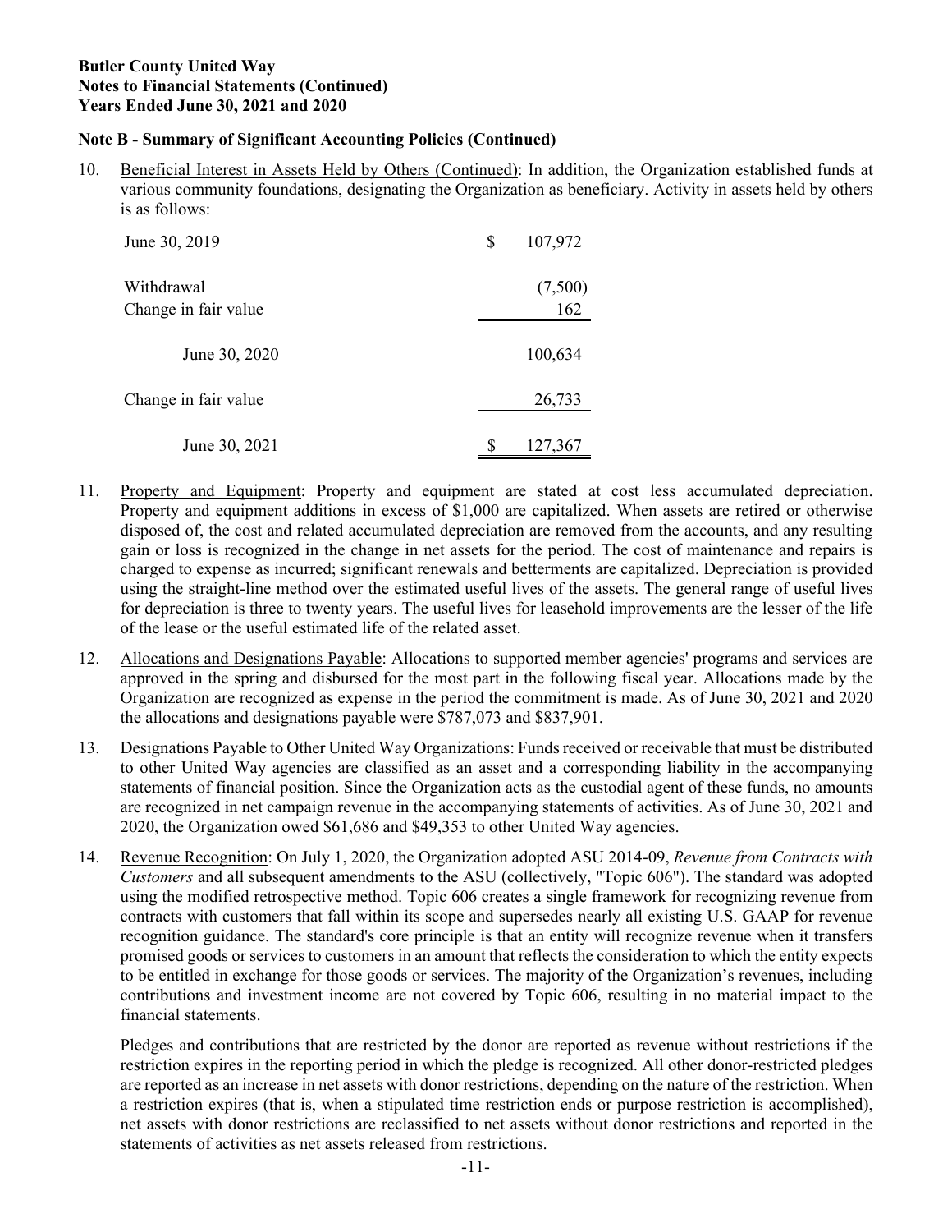**Butler County United Way**
**Notes to Financial Statements (Continued)**
**Years Ended June 30, 2021 and 2020**

**Note B - Summary of Significant Accounting Policies (Continued)**

10. Beneficial Interest in Assets Held by Others (Continued): In addition, the Organization established funds at various community foundations, designating the Organization as beneficiary. Activity in assets held by others is as follows:

| | |
|---|---|
| June 30, 2019 | $ 107,972 |
| Withdrawal | (7,500) |
| Change in fair value | 162 |
| June 30, 2020 | 100,634 |
| Change in fair value | 26,733 |
| June 30, 2021 | $ 127,367 |

11. Property and Equipment: Property and equipment are stated at cost less accumulated depreciation. Property and equipment additions in excess of $1,000 are capitalized. When assets are retired or otherwise disposed of, the cost and related accumulated depreciation are removed from the accounts, and any resulting gain or loss is recognized in the change in net assets for the period. The cost of maintenance and repairs is charged to expense as incurred; significant renewals and betterments are capitalized. Depreciation is provided using the straight-line method over the estimated useful lives of the assets. The general range of useful lives for depreciation is three to twenty years. The useful lives for leasehold improvements are the lesser of the life of the lease or the useful estimated life of the related asset.

12. Allocations and Designations Payable: Allocations to supported member agencies' programs and services are approved in the spring and disbursed for the most part in the following fiscal year. Allocations made by the Organization are recognized as expense in the period the commitment is made. As of June 30, 2021 and 2020 the allocations and designations payable were $787,073 and $837,901.

13. Designations Payable to Other United Way Organizations: Funds received or receivable that must be distributed to other United Way agencies are classified as an asset and a corresponding liability in the accompanying statements of financial position. Since the Organization acts as the custodial agent of these funds, no amounts are recognized in net campaign revenue in the accompanying statements of activities. As of June 30, 2021 and 2020, the Organization owed $61,686 and $49,353 to other United Way agencies.

14. Revenue Recognition: On July 1, 2020, the Organization adopted ASU 2014-09, *Revenue from Contracts with Customers* and all subsequent amendments to the ASU (collectively, "Topic 606"). The standard was adopted using the modified retrospective method. Topic 606 creates a single framework for recognizing revenue from contracts with customers that fall within its scope and supersedes nearly all existing U.S. GAAP for revenue recognition guidance. The standard's core principle is that an entity will recognize revenue when it transfers promised goods or services to customers in an amount that reflects the consideration to which the entity expects to be entitled in exchange for those goods or services. The majority of the Organization's revenues, including contributions and investment income are not covered by Topic 606, resulting in no material impact to the financial statements.

    Pledges and contributions that are restricted by the donor are reported as revenue without restrictions if the restriction expires in the reporting period in which the pledge is recognized. All other donor-restricted pledges are reported as an increase in net assets with donor restrictions, depending on the nature of the restriction. When a restriction expires (that is, when a stipulated time restriction ends or purpose restriction is accomplished), net assets with donor restrictions are reclassified to net assets without donor restrictions and reported in the statements of activities as net assets released from restrictions.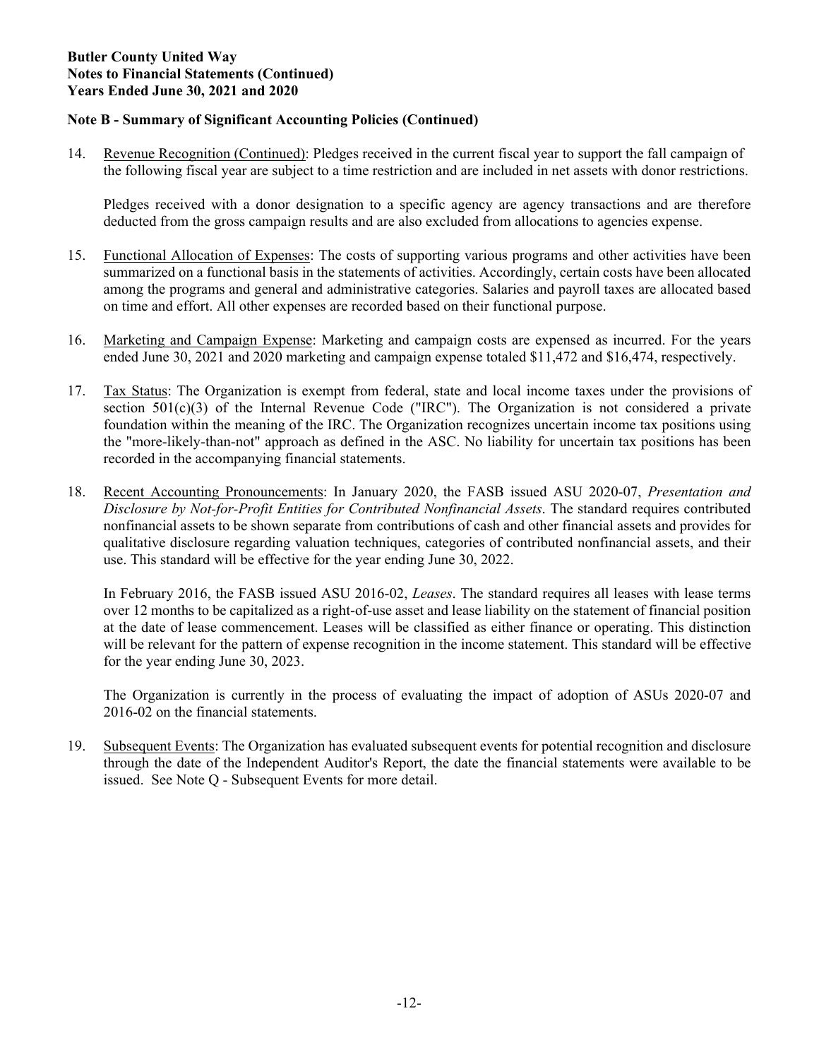**Butler County United Way**
**Notes to Financial Statements (Continued)**
**Years Ended June 30, 2021 and 2020**

**Note B - Summary of Significant Accounting Policies (Continued)**

14. Revenue Recognition (Continued): Pledges received in the current fiscal year to support the fall campaign of the following fiscal year are subject to a time restriction and are included in net assets with donor restrictions.

    Pledges received with a donor designation to a specific agency are agency transactions and are therefore deducted from the gross campaign results and are also excluded from allocations to agencies expense.

15. Functional Allocation of Expenses: The costs of supporting various programs and other activities have been summarized on a functional basis in the statements of activities. Accordingly, certain costs have been allocated among the programs and general and administrative categories. Salaries and payroll taxes are allocated based on time and effort. All other expenses are recorded based on their functional purpose.

16. Marketing and Campaign Expense: Marketing and campaign costs are expensed as incurred. For the years ended June 30, 2021 and 2020 marketing and campaign expense totaled $11,472 and $16,474, respectively.

17. Tax Status: The Organization is exempt from federal, state and local income taxes under the provisions of section 501(c)(3) of the Internal Revenue Code ("IRC"). The Organization is not considered a private foundation within the meaning of the IRC. The Organization recognizes uncertain income tax positions using the "more-likely-than-not" approach as defined in the ASC. No liability for uncertain tax positions has been recorded in the accompanying financial statements.

18. Recent Accounting Pronouncements: In January 2020, the FASB issued ASU 2020-07, *Presentation and Disclosure by Not-for-Profit Entities for Contributed Nonfinancial Assets*. The standard requires contributed nonfinancial assets to be shown separate from contributions of cash and other financial assets and provides for qualitative disclosure regarding valuation techniques, categories of contributed nonfinancial assets, and their use. This standard will be effective for the year ending June 30, 2022.

    In February 2016, the FASB issued ASU 2016-02, *Leases*. The standard requires all leases with lease terms over 12 months to be capitalized as a right-of-use asset and lease liability on the statement of financial position at the date of lease commencement. Leases will be classified as either finance or operating. This distinction will be relevant for the pattern of expense recognition in the income statement. This standard will be effective for the year ending June 30, 2023.

    The Organization is currently in the process of evaluating the impact of adoption of ASUs 2020-07 and 2016-02 on the financial statements.

19. Subsequent Events: The Organization has evaluated subsequent events for potential recognition and disclosure through the date of the Independent Auditor's Report, the date the financial statements were available to be issued. See Note Q - Subsequent Events for more detail.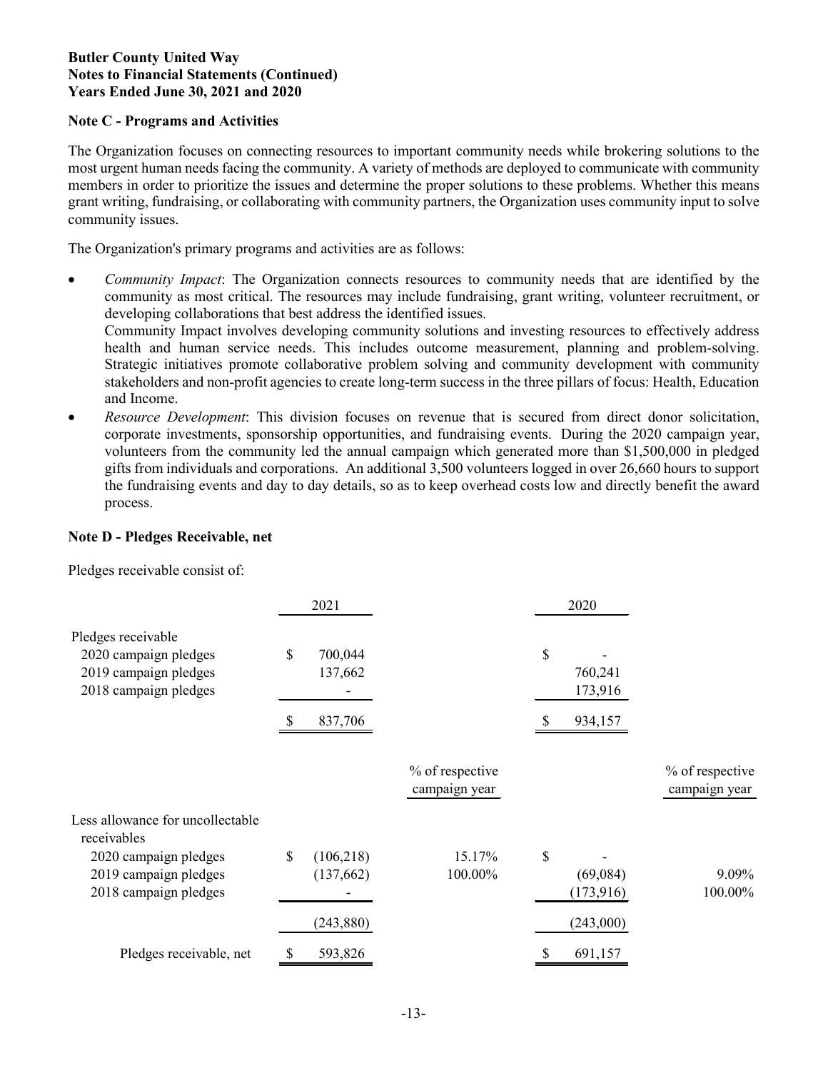**Butler County United Way**
**Notes to Financial Statements (Continued)**
**Years Ended June 30, 2021 and 2020**

## Note C - Programs and Activities

The Organization focuses on connecting resources to important community needs while brokering solutions to the most urgent human needs facing the community. A variety of methods are deployed to communicate with community members in order to prioritize the issues and determine the proper solutions to these problems. Whether this means grant writing, fundraising, or collaborating with community partners, the Organization uses community input to solve community issues.

The Organization's primary programs and activities are as follows:

- *Community Impact*: The Organization connects resources to community needs that are identified by the community as most critical. The resources may include fundraising, grant writing, volunteer recruitment, or developing collaborations that best address the identified issues.
  Community Impact involves developing community solutions and investing resources to effectively address health and human service needs. This includes outcome measurement, planning and problem-solving. Strategic initiatives promote collaborative problem solving and community development with community stakeholders and non-profit agencies to create long-term success in the three pillars of focus: Health, Education and Income.
- *Resource Development*: This division focuses on revenue that is secured from direct donor solicitation, corporate investments, sponsorship opportunities, and fundraising events. During the 2020 campaign year, volunteers from the community led the annual campaign which generated more than $1,500,000 in pledged gifts from individuals and corporations. An additional 3,500 volunteers logged in over 26,660 hours to support the fundraising events and day to day details, so as to keep overhead costs low and directly benefit the award process.

## Note D - Pledges Receivable, net

Pledges receivable consist of:

| | 2021 | % of respective campaign year | 2020 | % of respective campaign year |
|---|---|---|---|---|
| Pledges receivable | | | | |
| 2020 campaign pledges | $ 700,044 | | $ - | |
| 2019 campaign pledges | 137,662 | | 760,241 | |
| 2018 campaign pledges | - | | 173,916 | |
| | $ 837,706 | | $ 934,157 | |
| Less allowance for uncollectable receivables | | | | |
| 2020 campaign pledges | $ (106,218) | 15.17% | $ - | |
| 2019 campaign pledges | (137,662) | 100.00% | (69,084) | 9.09% |
| 2018 campaign pledges | - | | (173,916) | 100.00% |
| | (243,880) | | (243,000) | |
| Pledges receivable, net | $ 593,826 | | $ 691,157 | |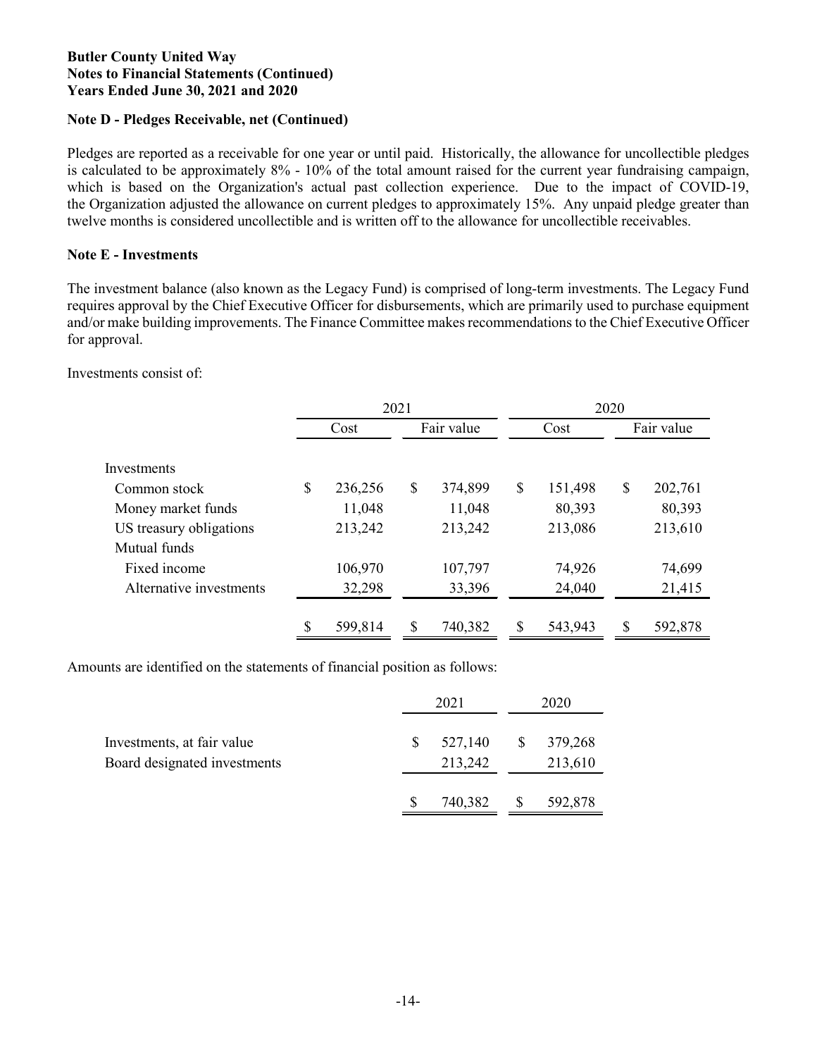**Butler County United Way**
**Notes to Financial Statements (Continued)**
**Years Ended June 30, 2021 and 2020**

**Note D - Pledges Receivable, net (Continued)**

Pledges are reported as a receivable for one year or until paid. Historically, the allowance for uncollectible pledges is calculated to be approximately 8% - 10% of the total amount raised for the current year fundraising campaign, which is based on the Organization's actual past collection experience. Due to the impact of COVID-19, the Organization adjusted the allowance on current pledges to approximately 15%. Any unpaid pledge greater than twelve months is considered uncollectible and is written off to the allowance for uncollectible receivables.

**Note E - Investments**

The investment balance (also known as the Legacy Fund) is comprised of long-term investments. The Legacy Fund requires approval by the Chief Executive Officer for disbursements, which are primarily used to purchase equipment and/or make building improvements. The Finance Committee makes recommendations to the Chief Executive Officer for approval.

Investments consist of:

| | 2021 | | 2020 | |
|---|---|---|---|---|
| | Cost | Fair value | Cost | Fair value |
| Investments | | | | |
| Common stock | $ 236,256 | $ 374,899 | $ 151,498 | $ 202,761 |
| Money market funds | 11,048 | 11,048 | 80,393 | 80,393 |
| US treasury obligations | 213,242 | 213,242 | 213,086 | 213,610 |
| Mutual funds | | | | |
| Fixed income | 106,970 | 107,797 | 74,926 | 74,699 |
| Alternative investments | 32,298 | 33,396 | 24,040 | 21,415 |
| | $ 599,814 | $ 740,382 | $ 543,943 | $ 592,878 |

Amounts are identified on the statements of financial position as follows:

| | 2021 | 2020 |
|---|---|---|
| Investments, at fair value | $ 527,140 | $ 379,268 |
| Board designated investments | 213,242 | 213,610 |
| | $ 740,382 | $ 592,878 |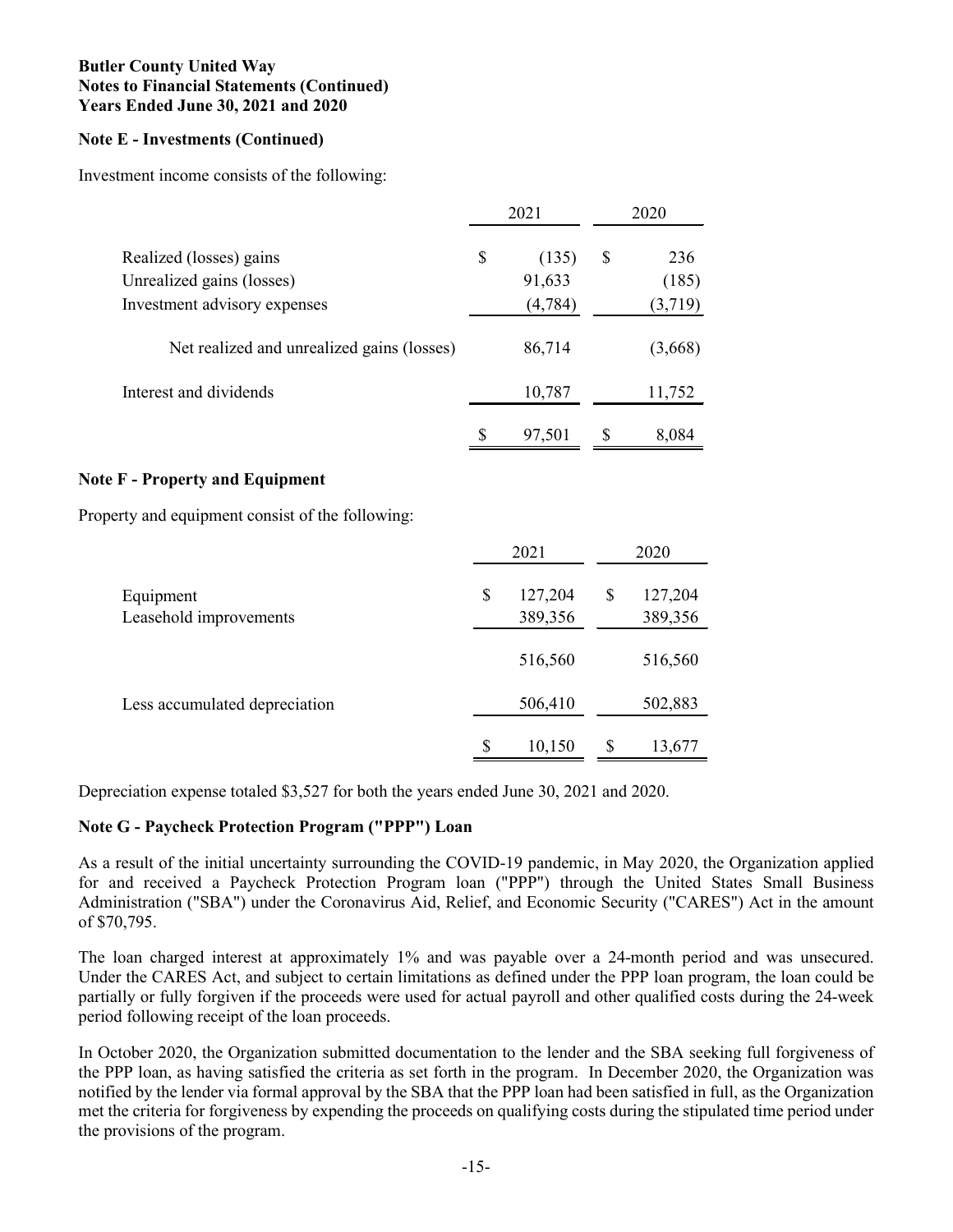**Butler County United Way**
**Notes to Financial Statements (Continued)**
**Years Ended June 30, 2021 and 2020**

### Note E - Investments (Continued)

Investment income consists of the following:

| | 2021 | 2020 |
|---|---|---|
| Realized (losses) gains | $ (135) | $ 236 |
| Unrealized gains (losses) | 91,633 | (185) |
| Investment advisory expenses | (4,784) | (3,719) |
| Net realized and unrealized gains (losses) | 86,714 | (3,668) |
| Interest and dividends | 10,787 | 11,752 |
| | $ 97,501 | $ 8,084 |

### Note F - Property and Equipment

Property and equipment consist of the following:

| | 2021 | 2020 |
|---|---|---|
| Equipment | $ 127,204 | $ 127,204 |
| Leasehold improvements | 389,356 | 389,356 |
| | 516,560 | 516,560 |
| Less accumulated depreciation | 506,410 | 502,883 |
| | $ 10,150 | $ 13,677 |

Depreciation expense totaled $3,527 for both the years ended June 30, 2021 and 2020.

### Note G - Paycheck Protection Program ("PPP") Loan

As a result of the initial uncertainty surrounding the COVID-19 pandemic, in May 2020, the Organization applied for and received a Paycheck Protection Program loan ("PPP") through the United States Small Business Administration ("SBA") under the Coronavirus Aid, Relief, and Economic Security ("CARES") Act in the amount of $70,795.

The loan charged interest at approximately 1% and was payable over a 24-month period and was unsecured. Under the CARES Act, and subject to certain limitations as defined under the PPP loan program, the loan could be partially or fully forgiven if the proceeds were used for actual payroll and other qualified costs during the 24-week period following receipt of the loan proceeds.

In October 2020, the Organization submitted documentation to the lender and the SBA seeking full forgiveness of the PPP loan, as having satisfied the criteria as set forth in the program. In December 2020, the Organization was notified by the lender via formal approval by the SBA that the PPP loan had been satisfied in full, as the Organization met the criteria for forgiveness by expending the proceeds on qualifying costs during the stipulated time period under the provisions of the program.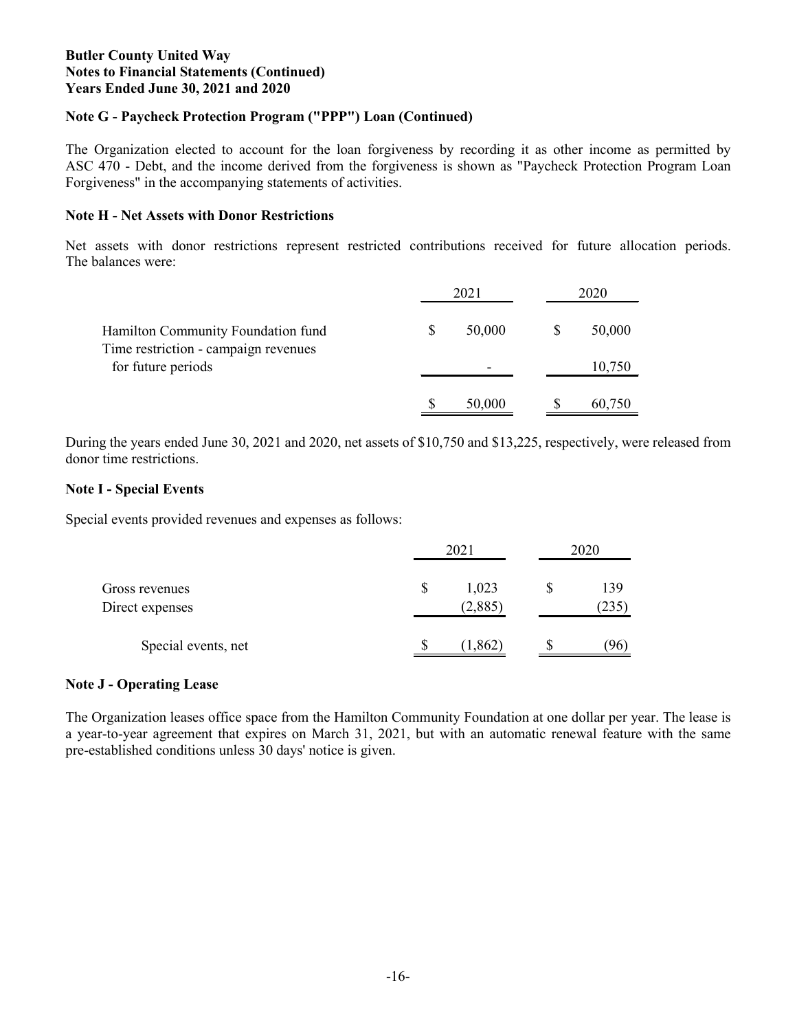### Note G - Paycheck Protection Program ("PPP") Loan (Continued)

The Organization elected to account for the loan forgiveness by recording it as other income as permitted by ASC 470 - Debt, and the income derived from the forgiveness is shown as "Paycheck Protection Program Loan Forgiveness" in the accompanying statements of activities.

### Note H - Net Assets with Donor Restrictions

Net assets with donor restrictions represent restricted contributions received for future allocation periods. The balances were:

| | 2021 | 2020 |
|---|---|---|
| Hamilton Community Foundation fund | $ 50,000 | $ 50,000 |
| Time restriction - campaign revenues for future periods | - | 10,750 |
| | $ 50,000 | $ 60,750 |

During the years ended June 30, 2021 and 2020, net assets of $10,750 and $13,225, respectively, were released from donor time restrictions.

### Note I - Special Events

Special events provided revenues and expenses as follows:

| | 2021 | 2020 |
|---|---|---|
| Gross revenues | $ 1,023 | $ 139 |
| Direct expenses | (2,885) | (235) |
| Special events, net | $ (1,862) | $ (96) |

### Note J - Operating Lease

The Organization leases office space from the Hamilton Community Foundation at one dollar per year. The lease is a year-to-year agreement that expires on March 31, 2021, but with an automatic renewal feature with the same pre-established conditions unless 30 days' notice is given.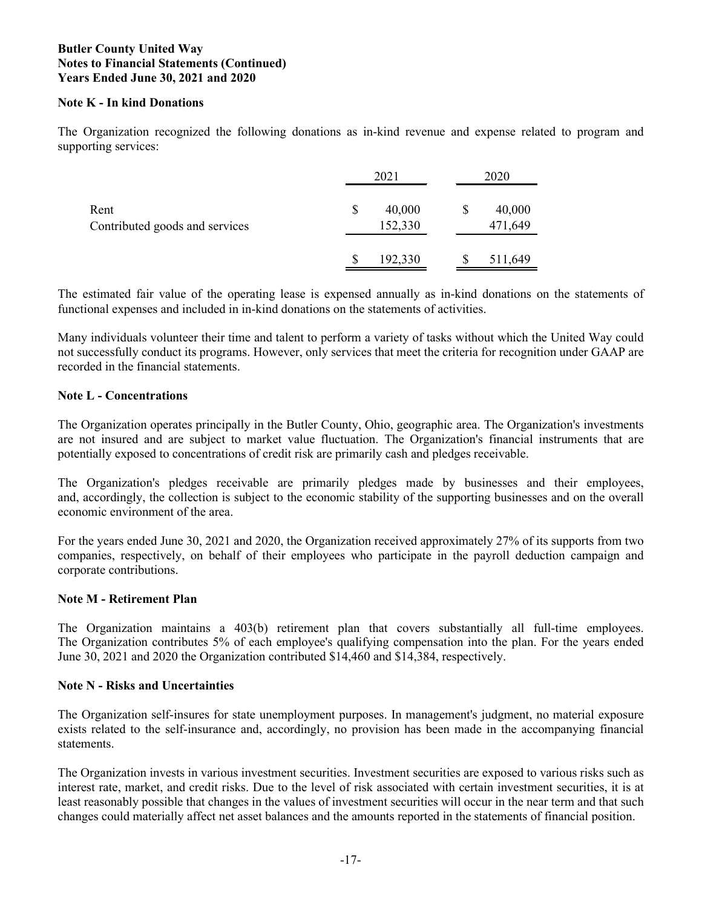**Butler County United Way**
**Notes to Financial Statements (Continued)**
**Years Ended June 30, 2021 and 2020**

**Note K - In kind Donations**

The Organization recognized the following donations as in-kind revenue and expense related to program and supporting services:

| | 2021 | 2020 |
|---|---|---|
| Rent | $ 40,000 | $ 40,000 |
| Contributed goods and services | 152,330 | 471,649 |
| | $ 192,330 | $ 511,649 |

The estimated fair value of the operating lease is expensed annually as in-kind donations on the statements of functional expenses and included in in-kind donations on the statements of activities.

Many individuals volunteer their time and talent to perform a variety of tasks without which the United Way could not successfully conduct its programs. However, only services that meet the criteria for recognition under GAAP are recorded in the financial statements.

**Note L - Concentrations**

The Organization operates principally in the Butler County, Ohio, geographic area. The Organization's investments are not insured and are subject to market value fluctuation. The Organization's financial instruments that are potentially exposed to concentrations of credit risk are primarily cash and pledges receivable.

The Organization's pledges receivable are primarily pledges made by businesses and their employees, and, accordingly, the collection is subject to the economic stability of the supporting businesses and on the overall economic environment of the area.

For the years ended June 30, 2021 and 2020, the Organization received approximately 27% of its supports from two companies, respectively, on behalf of their employees who participate in the payroll deduction campaign and corporate contributions.

**Note M - Retirement Plan**

The Organization maintains a 403(b) retirement plan that covers substantially all full-time employees. The Organization contributes 5% of each employee's qualifying compensation into the plan. For the years ended June 30, 2021 and 2020 the Organization contributed $14,460 and $14,384, respectively.

**Note N - Risks and Uncertainties**

The Organization self-insures for state unemployment purposes. In management's judgment, no material exposure exists related to the self-insurance and, accordingly, no provision has been made in the accompanying financial statements.

The Organization invests in various investment securities. Investment securities are exposed to various risks such as interest rate, market, and credit risks. Due to the level of risk associated with certain investment securities, it is at least reasonably possible that changes in the values of investment securities will occur in the near term and that such changes could materially affect net asset balances and the amounts reported in the statements of financial position.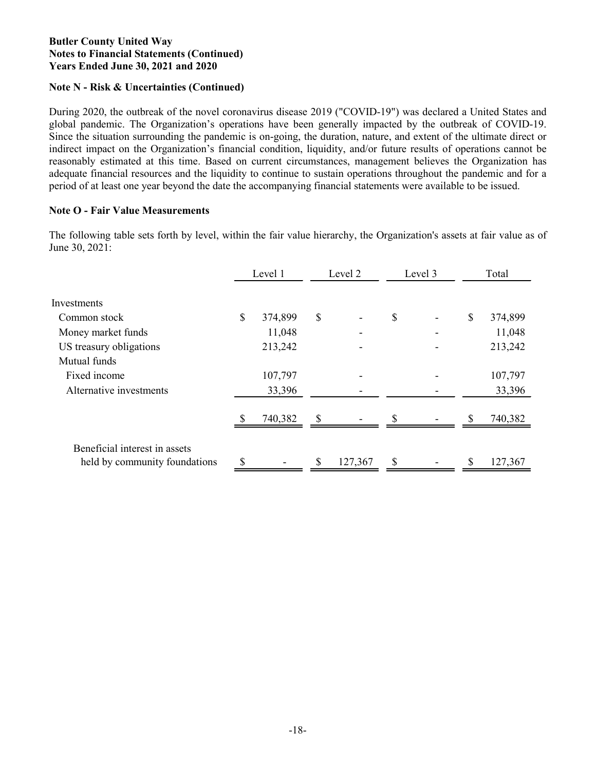**Butler County United Way**
**Notes to Financial Statements (Continued)**
**Years Ended June 30, 2021 and 2020**

**Note N - Risk & Uncertainties (Continued)**

During 2020, the outbreak of the novel coronavirus disease 2019 ("COVID-19") was declared a United States and global pandemic. The Organization's operations have been generally impacted by the outbreak of COVID-19. Since the situation surrounding the pandemic is on-going, the duration, nature, and extent of the ultimate direct or indirect impact on the Organization's financial condition, liquidity, and/or future results of operations cannot be reasonably estimated at this time. Based on current circumstances, management believes the Organization has adequate financial resources and the liquidity to continue to sustain operations throughout the pandemic and for a period of at least one year beyond the date the accompanying financial statements were available to be issued.

**Note O - Fair Value Measurements**

The following table sets forth by level, within the fair value hierarchy, the Organization's assets at fair value as of June 30, 2021:

| | Level 1 | Level 2 | Level 3 | Total |
|---|---|---|---|---|
| Investments | | | | |
| Common stock | $ 374,899 | $ - | $ - | $ 374,899 |
| Money market funds | 11,048 | - | - | 11,048 |
| US treasury obligations | 213,242 | - | - | 213,242 |
| Mutual funds | | | | |
| Fixed income | 107,797 | - | - | 107,797 |
| Alternative investments | 33,396 | - | - | 33,396 |
| | $ 740,382 | $ - | $ - | $ 740,382 |
| Beneficial interest in assets held by community foundations | $ - | $ 127,367 | $ - | $ 127,367 |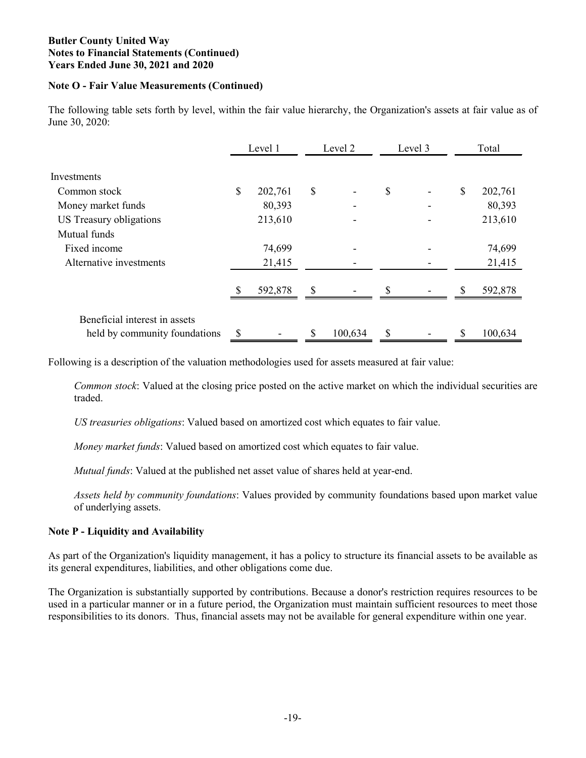**Butler County United Way**
**Notes to Financial Statements (Continued)**
**Years Ended June 30, 2021 and 2020**

**Note O - Fair Value Measurements (Continued)**

The following table sets forth by level, within the fair value hierarchy, the Organization's assets at fair value as of June 30, 2020:

| | Level 1 | Level 2 | Level 3 | Total |
|---|---|---|---|---|
| Investments | | | | |
| Common stock | $ 202,761 | $ - | $ - | $ 202,761 |
| Money market funds | 80,393 | - | - | 80,393 |
| US Treasury obligations | 213,610 | - | - | 213,610 |
| Mutual funds | | | | |
| Fixed income | 74,699 | - | - | 74,699 |
| Alternative investments | 21,415 | - | - | 21,415 |
| | $ 592,878 | $ - | $ - | $ 592,878 |
| Beneficial interest in assets held by community foundations | $ - | $ 100,634 | $ - | $ 100,634 |

Following is a description of the valuation methodologies used for assets measured at fair value:

*Common stock*: Valued at the closing price posted on the active market on which the individual securities are traded.

*US treasuries obligations*: Valued based on amortized cost which equates to fair value.

*Money market funds*: Valued based on amortized cost which equates to fair value.

*Mutual funds*: Valued at the published net asset value of shares held at year-end.

*Assets held by community foundations*: Values provided by community foundations based upon market value of underlying assets.

**Note P - Liquidity and Availability**

As part of the Organization's liquidity management, it has a policy to structure its financial assets to be available as its general expenditures, liabilities, and other obligations come due.

The Organization is substantially supported by contributions. Because a donor's restriction requires resources to be used in a particular manner or in a future period, the Organization must maintain sufficient resources to meet those responsibilities to its donors. Thus, financial assets may not be available for general expenditure within one year.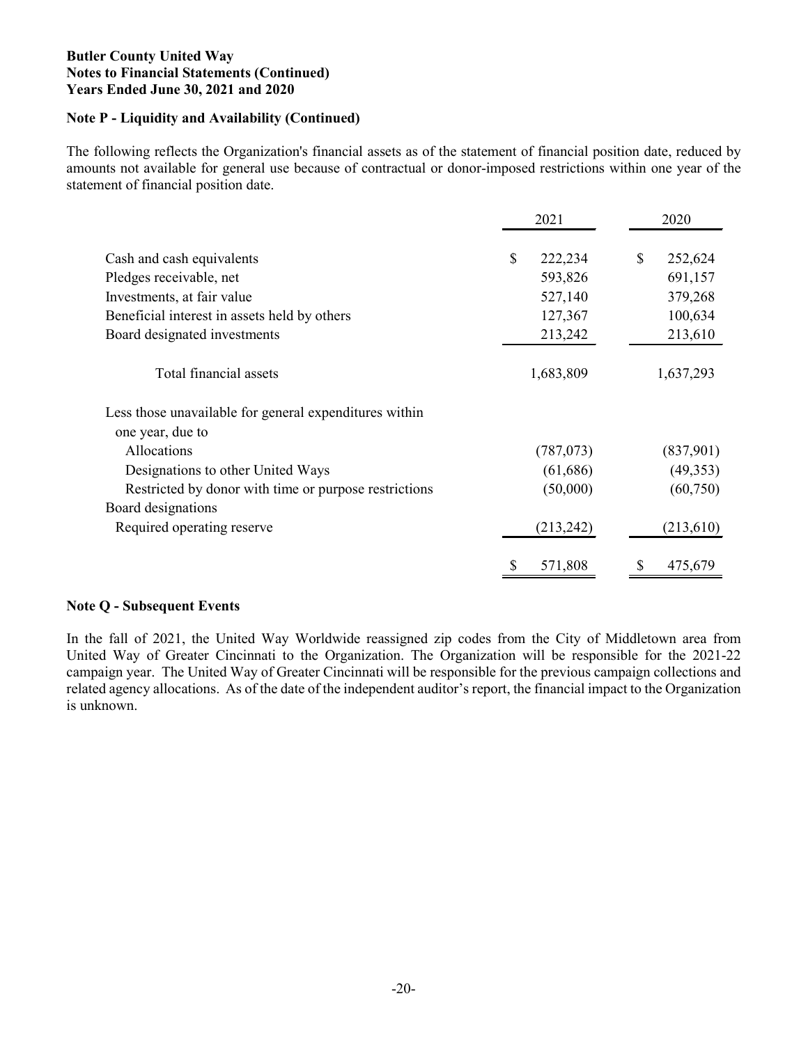**Butler County United Way**
**Notes to Financial Statements (Continued)**
**Years Ended June 30, 2021 and 2020**

**Note P - Liquidity and Availability (Continued)**

The following reflects the Organization's financial assets as of the statement of financial position date, reduced by amounts not available for general use because of contractual or donor-imposed restrictions within one year of the statement of financial position date.

| | 2021 | 2020 |
|---|---|---|
| Cash and cash equivalents | $ 222,234 | $ 252,624 |
| Pledges receivable, net | 593,826 | 691,157 |
| Investments, at fair value | 527,140 | 379,268 |
| Beneficial interest in assets held by others | 127,367 | 100,634 |
| Board designated investments | 213,242 | 213,610 |
| Total financial assets | 1,683,809 | 1,637,293 |
| Less those unavailable for general expenditures within one year, due to | | |
| Allocations | (787,073) | (837,901) |
| Designations to other United Ways | (61,686) | (49,353) |
| Restricted by donor with time or purpose restrictions | (50,000) | (60,750) |
| Board designations | | |
| Required operating reserve | (213,242) | (213,610) |
| | $ 571,808 | $ 475,679 |

**Note Q - Subsequent Events**

In the fall of 2021, the United Way Worldwide reassigned zip codes from the City of Middletown area from United Way of Greater Cincinnati to the Organization. The Organization will be responsible for the 2021-22 campaign year. The United Way of Greater Cincinnati will be responsible for the previous campaign collections and related agency allocations. As of the date of the independent auditor's report, the financial impact to the Organization is unknown.